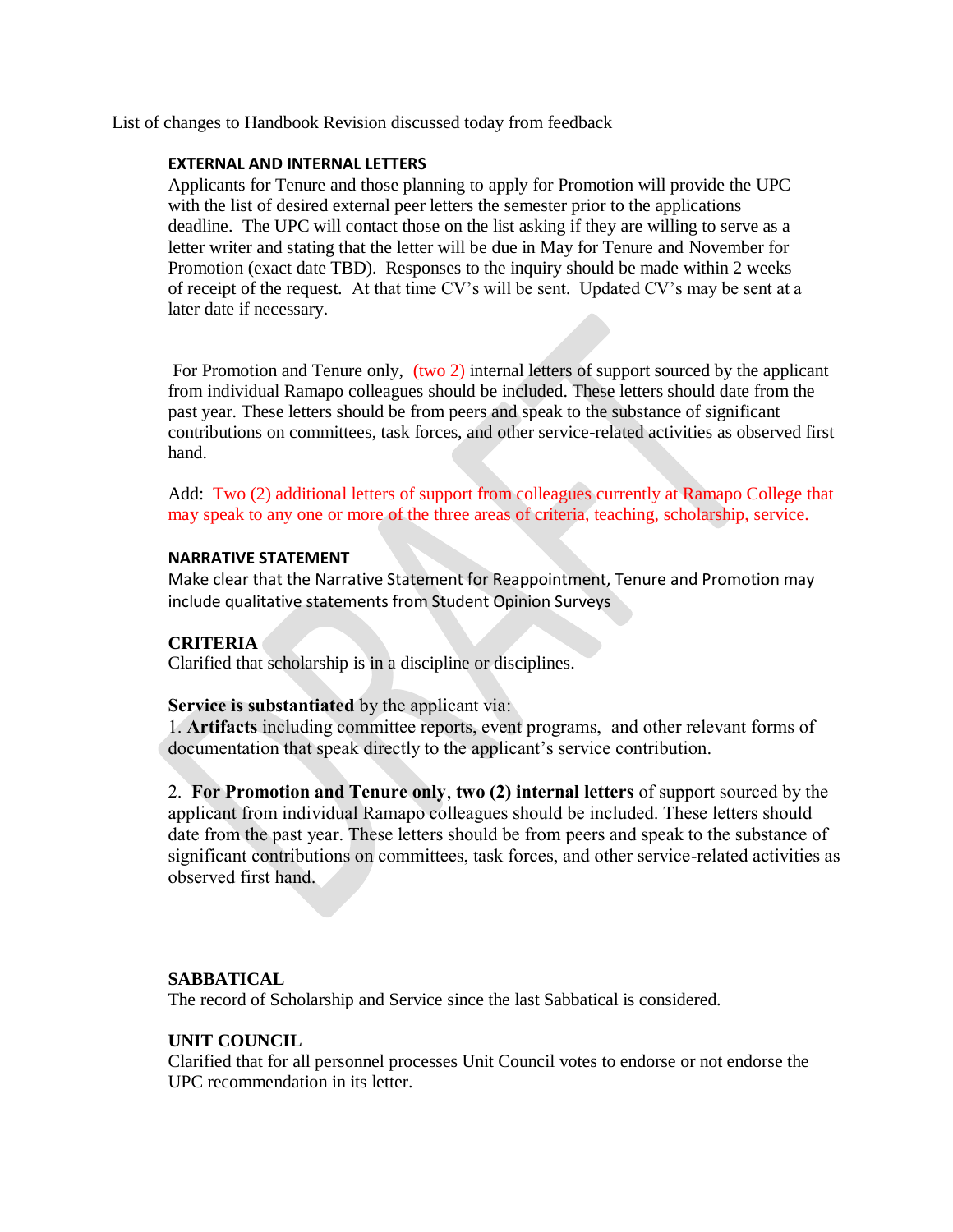List of changes to Handbook Revision discussed today from feedback

**EXTERNAL AND INTERNAL LETTERS**

Applicants for Tenure and those planning to apply for Promotion will provide the UPC with the list of desired external peer letters the semester prior to the applications deadline. The UPC will contact those on the list asking if they are willing to serve as a letter writer and stating that the letter will be due in May for Tenure and November for Promotion (exact date TBD). Responses to the inquiry should be made within 2 weeks of receipt of the request. At that time CV's will be sent. Updated CV's may be sent at a later date if necessary.

For Promotion and Tenure only, (two 2) internal letters of support sourced by the applicant from individual Ramapo colleagues should be included. These letters should date from the past year. These letters should be from peers and speak to the substance of significant contributions on committees, task forces, and other service-related activities as observed first hand.

Add: Two (2) additional letters of support from colleagues currently at Ramapo College that may speak to any one or more of the three areas of criteria, teaching, scholarship, service.

**NARRATIVE STATEMENT**

Make clear that the Narrative Statement for Reappointment, Tenure and Promotion may include qualitative statements from Student Opinion Surveys

**CRITERIA**

Clarified that scholarship is in a discipline or disciplines.

**Service is substantiated** by the applicant via:

1. **Artifacts** including committee reports, event programs, and other relevant forms of documentation that speak directly to the applicant's service contribution.

2. **For Promotion and Tenure only**, **two (2) internal letters** of support sourced by the applicant from individual Ramapo colleagues should be included. These letters should date from the past year. These letters should be from peers and speak to the substance of significant contributions on committees, task forces, and other service-related activities as observed first hand.

**SABBATICAL**

The record of Scholarship and Service since the last Sabbatical is considered.

**UNIT COUNCIL**

Clarified that for all personnel processes Unit Council votes to endorse or not endorse the UPC recommendation in its letter.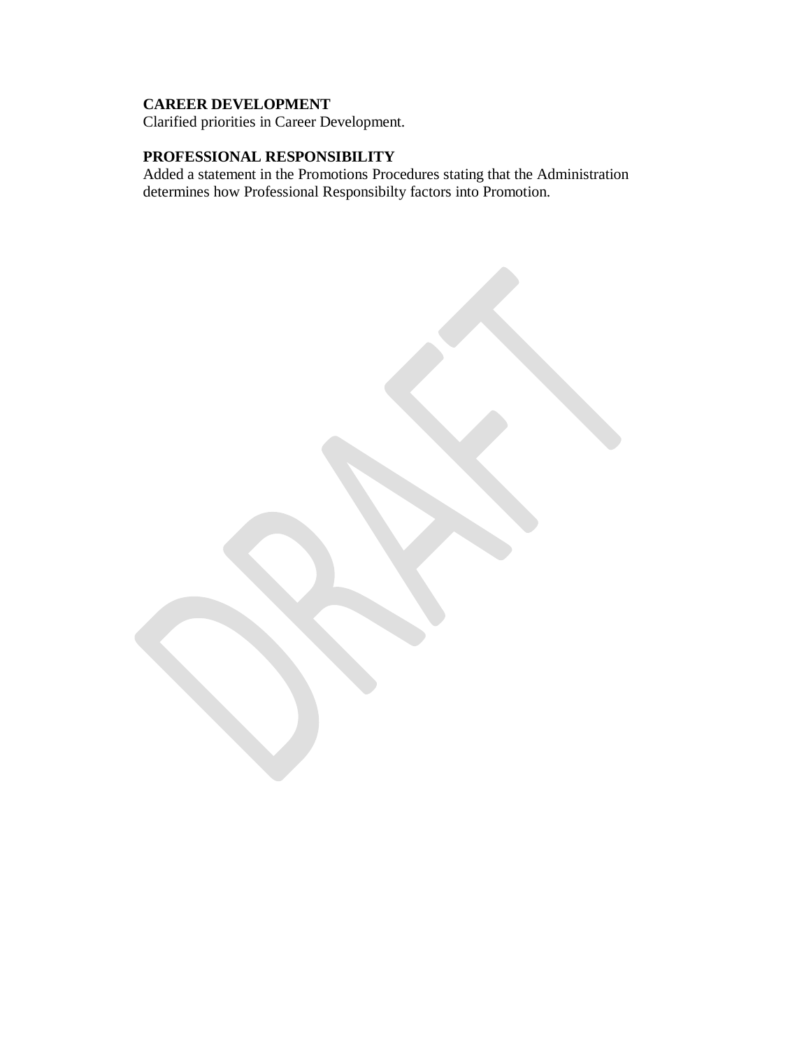**CAREER DEVELOPMENT**
Clarified priorities in Career Development.

**PROFESSIONAL RESPONSIBILITY**
Added a statement in the Promotions Procedures stating that the Administration determines how Professional Responsibilty factors into Promotion.